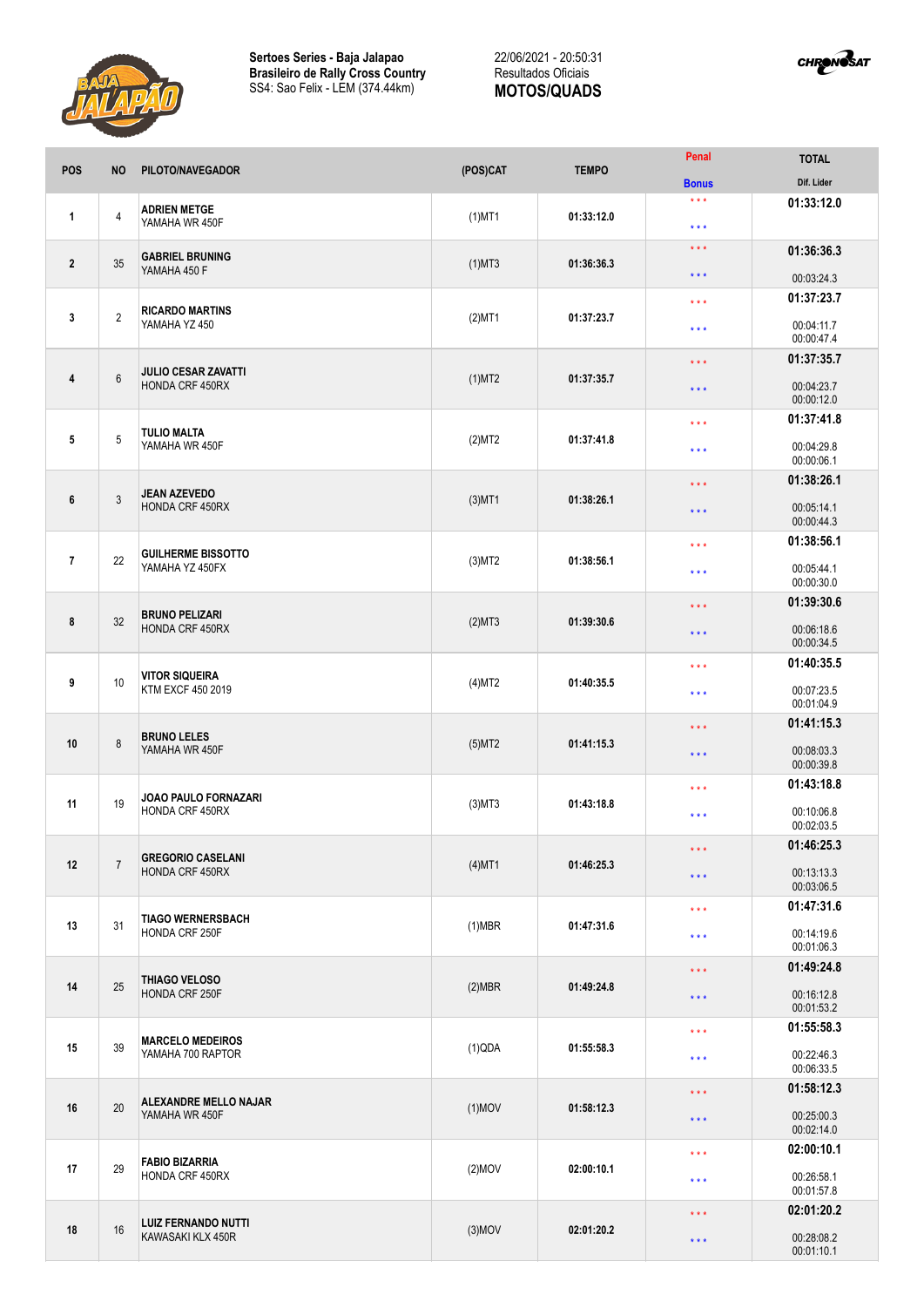**Sertoes Series - Baja Jalapao**
**Brasileiro de Rally Cross Country**
SS4: Sao Felix - LEM (374.44km)

22/06/2021 - 20:50:31
Resultados Oficiais
**MOTOS/QUADS**

| POS | NO | PILOTO/NAVEGADOR | (POS)CAT | TEMPO | Penal / Bonus | TOTAL / Dif. Lider |
|---|---|---|---|---|---|---|
| 1 | 4 | **ADRIEN METGE** YAMAHA WR 450F | (1)MT1 | 01:33:12.0 | \*\*\* / \*\*\* | **01:33:12.0** |
| 2 | 35 | **GABRIEL BRUNING** YAMAHA 450 F | (1)MT3 | 01:36:36.3 | \*\*\* / \*\*\* | **01:36:36.3** 00:03:24.3 |
| 3 | 2 | **RICARDO MARTINS** YAMAHA YZ 450 | (2)MT1 | 01:37:23.7 | \*\*\* / \*\*\* | **01:37:23.7** 00:04:11.7 00:00:47.4 |
| 4 | 6 | **JULIO CESAR ZAVATTI** HONDA CRF 450RX | (1)MT2 | 01:37:35.7 | \*\*\* / \*\*\* | **01:37:35.7** 00:04:23.7 00:00:12.0 |
| 5 | 5 | **TULIO MALTA** YAMAHA WR 450F | (2)MT2 | 01:37:41.8 | \*\*\* / \*\*\* | **01:37:41.8** 00:04:29.8 00:00:06.1 |
| 6 | 3 | **JEAN AZEVEDO** HONDA CRF 450RX | (3)MT1 | 01:38:26.1 | \*\*\* / \*\*\* | **01:38:26.1** 00:05:14.1 00:00:44.3 |
| 7 | 22 | **GUILHERME BISSOTTO** YAMAHA YZ 450FX | (3)MT2 | 01:38:56.1 | \*\*\* / \*\*\* | **01:38:56.1** 00:05:44.1 00:00:30.0 |
| 8 | 32 | **BRUNO PELIZARI** HONDA CRF 450RX | (2)MT3 | 01:39:30.6 | \*\*\* / \*\*\* | **01:39:30.6** 00:06:18.6 00:00:34.5 |
| 9 | 10 | **VITOR SIQUEIRA** KTM EXCF 450 2019 | (4)MT2 | 01:40:35.5 | \*\*\* / \*\*\* | **01:40:35.5** 00:07:23.5 00:01:04.9 |
| 10 | 8 | **BRUNO LELES** YAMAHA WR 450F | (5)MT2 | 01:41:15.3 | \*\*\* / \*\*\* | **01:41:15.3** 00:08:03.3 00:00:39.8 |
| 11 | 19 | **JOAO PAULO FORNAZARI** HONDA CRF 450RX | (3)MT3 | 01:43:18.8 | \*\*\* / \*\*\* | **01:43:18.8** 00:10:06.8 00:02:03.5 |
| 12 | 7 | **GREGORIO CASELANI** HONDA CRF 450RX | (4)MT1 | 01:46:25.3 | \*\*\* / \*\*\* | **01:46:25.3** 00:13:13.3 00:03:06.5 |
| 13 | 31 | **TIAGO WERNERSBACH** HONDA CRF 250F | (1)MBR | 01:47:31.6 | \*\*\* / \*\*\* | **01:47:31.6** 00:14:19.6 00:01:06.3 |
| 14 | 25 | **THIAGO VELOSO** HONDA CRF 250F | (2)MBR | 01:49:24.8 | \*\*\* / \*\*\* | **01:49:24.8** 00:16:12.8 00:01:53.2 |
| 15 | 39 | **MARCELO MEDEIROS** YAMAHA 700 RAPTOR | (1)QDA | 01:55:58.3 | \*\*\* / \*\*\* | **01:55:58.3** 00:22:46.3 00:06:33.5 |
| 16 | 20 | **ALEXANDRE MELLO NAJAR** YAMAHA WR 450F | (1)MOV | 01:58:12.3 | \*\*\* / \*\*\* | **01:58:12.3** 00:25:00.3 00:02:14.0 |
| 17 | 29 | **FABIO BIZARRIA** HONDA CRF 450RX | (2)MOV | 02:00:10.1 | \*\*\* / \*\*\* | **02:00:10.1** 00:26:58.1 00:01:57.8 |
| 18 | 16 | **LUIZ FERNANDO NUTTI** KAWASAKI KLX 450R | (3)MOV | 02:01:20.2 | \*\*\* / \*\*\* | **02:01:20.2** 00:28:08.2 00:01:10.1 |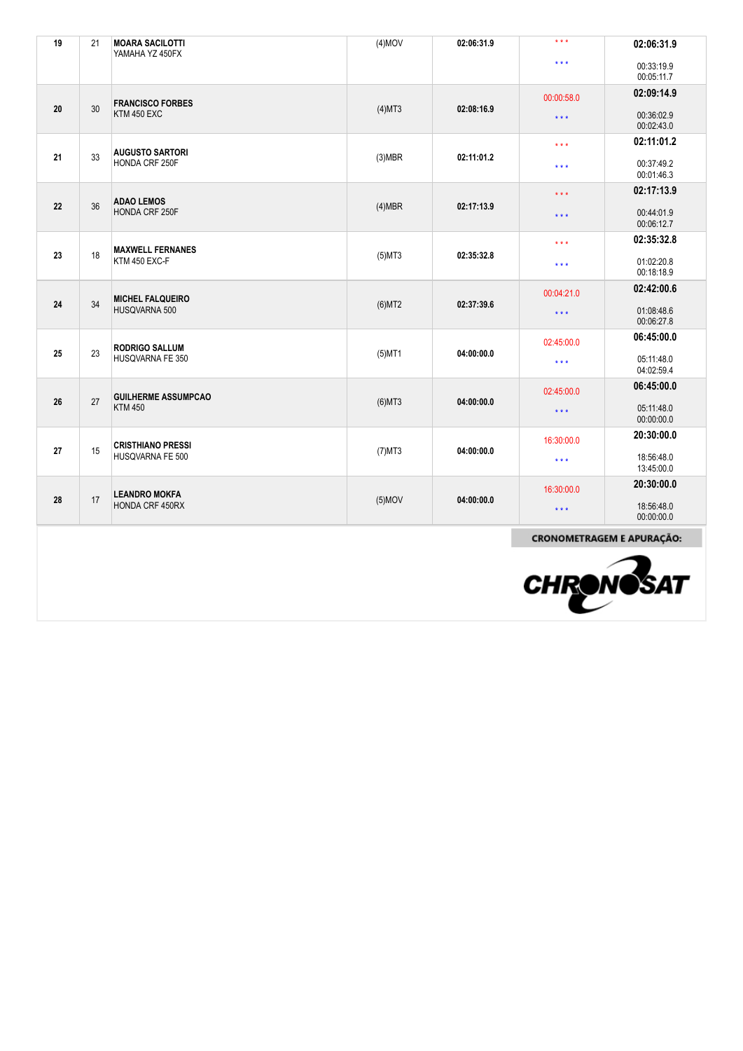| | | | | | | |
|---|---|---|---|---|---|---|
| 19 | 21 | **MOARA SACILOTTI**<br>YAMAHA YZ 450FX | (4)MOV | 02:06:31.9 | * * *<br>* * * | **02:06:31.9**<br>00:33:19.9<br>00:05:11.7 |
| 20 | 30 | **FRANCISCO FORBES**<br>KTM 450 EXC | (4)MT3 | 02:08:16.9 | 00:00:58.0<br>* * * | **02:09:14.9**<br>00:36:02.9<br>00:02:43.0 |
| 21 | 33 | **AUGUSTO SARTORI**<br>HONDA CRF 250F | (3)MBR | 02:11:01.2 | * * *<br>* * * | **02:11:01.2**<br>00:37:49.2<br>00:01:46.3 |
| 22 | 36 | **ADAO LEMOS**<br>HONDA CRF 250F | (4)MBR | 02:17:13.9 | * * *<br>* * * | **02:17:13.9**<br>00:44:01.9<br>00:06:12.7 |
| 23 | 18 | **MAXWELL FERNANES**<br>KTM 450 EXC-F | (5)MT3 | 02:35:32.8 | * * *<br>* * * | **02:35:32.8**<br>01:02:20.8<br>00:18:18.9 |
| 24 | 34 | **MICHEL FALQUEIRO**<br>HUSQVARNA 500 | (6)MT2 | 02:37:39.6 | 00:04:21.0<br>* * * | **02:42:00.6**<br>01:08:48.6<br>00:06:27.8 |
| 25 | 23 | **RODRIGO SALLUM**<br>HUSQVARNA FE 350 | (5)MT1 | 04:00:00.0 | 02:45:00.0<br>* * * | **06:45:00.0**<br>05:11:48.0<br>04:02:59.4 |
| 26 | 27 | **GUILHERME ASSUMPCAO**<br>KTM 450 | (6)MT3 | 04:00:00.0 | 02:45:00.0<br>* * * | **06:45:00.0**<br>05:11:48.0<br>00:00:00.0 |
| 27 | 15 | **CRISTHIANO PRESSI**<br>HUSQVARNA FE 500 | (7)MT3 | 04:00:00.0 | 16:30:00.0<br>* * * | **20:30:00.0**<br>18:56:48.0<br>13:45:00.0 |
| 28 | 17 | **LEANDRO MOKFA**<br>HONDA CRF 450RX | (5)MOV | 04:00:00.0 | 16:30:00.0<br>* * * | **20:30:00.0**<br>18:56:48.0<br>00:00:00.0 |

**CRONOMETRAGEM E APURAÇÃO:**

CHRONOSAT